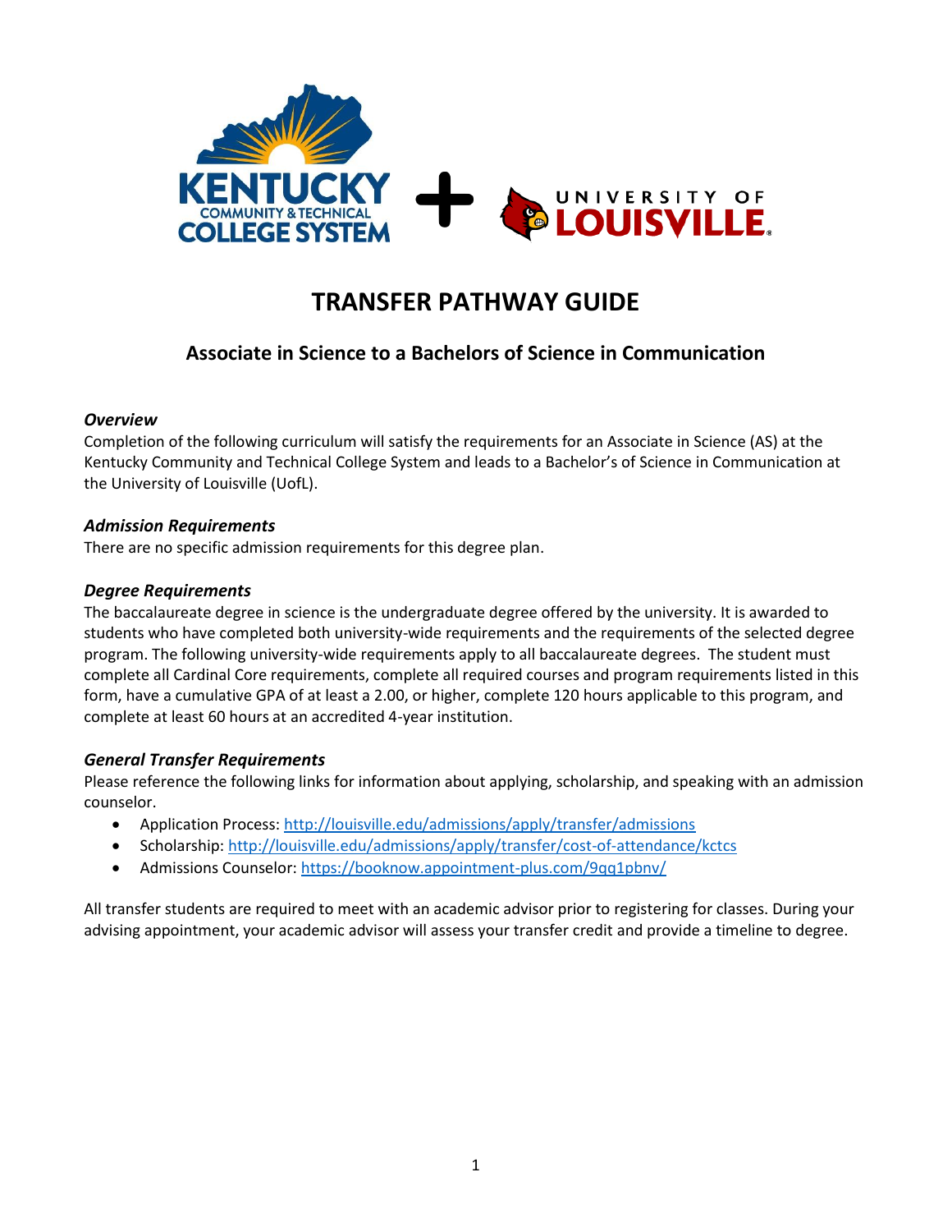# TRANSFER PATHWAY GUIDE

## Associate in Science to a Bachelors of Science in Communication

### *Overview*

Completion of the following curriculum will satisfy the requirements for an Associate in Science (AS) at the Kentucky Community and Technical College System and leads to a Bachelor's of Science in Communication at the University of Louisville (UofL).

### *Admission Requirements*

There are no specific admission requirements for this degree plan.

### *Degree Requirements*

The baccalaureate degree in science is the undergraduate degree offered by the university. It is awarded to students who have completed both university-wide requirements and the requirements of the selected degree program. The following university-wide requirements apply to all baccalaureate degrees. The student must complete all Cardinal Core requirements, complete all required courses and program requirements listed in this form, have a cumulative GPA of at least a 2.00, or higher, complete 120 hours applicable to this program, and complete at least 60 hours at an accredited 4-year institution.

### *General Transfer Requirements*

Please reference the following links for information about applying, scholarship, and speaking with an admission counselor.

- Application Process: [http://louisville.edu/admissions/apply/transfer/admissions](http://louisville.edu/admissions/apply/transfer/admissions)
- Scholarship: [http://louisville.edu/admissions/apply/transfer/cost-of-attendance/kctcs](http://louisville.edu/admissions/apply/transfer/cost-of-attendance/kctcs)
- Admissions Counselor: [https://booknow.appointment-plus.com/9qq1pbnv/](https://booknow.appointment-plus.com/9qq1pbnv/)

All transfer students are required to meet with an academic advisor prior to registering for classes. During your advising appointment, your academic advisor will assess your transfer credit and provide a timeline to degree.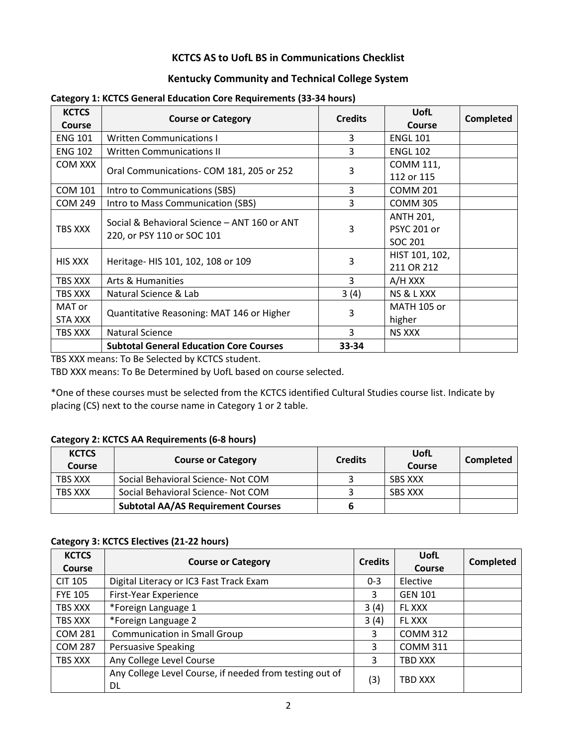# KCTCS AS to UofL BS in Communications Checklist

## Kentucky Community and Technical College System

**Category 1: KCTCS General Education Core Requirements (33-34 hours)**

| KCTCS Course | Course or Category | Credits | UofL Course | Completed |
|---|---|---|---|---|
| ENG 101 | Written Communications I | 3 | ENGL 101 | |
| ENG 102 | Written Communications II | 3 | ENGL 102 | |
| COM XXX | Oral Communications- COM 181, 205 or 252 | 3 | COMM 111, 112 or 115 | |
| COM 101 | Intro to Communications (SBS) | 3 | COMM 201 | |
| COM 249 | Intro to Mass Communication (SBS) | 3 | COMM 305 | |
| TBS XXX | Social & Behavioral Science – ANT 160 or ANT 220, or PSY 110 or SOC 101 | 3 | ANTH 201, PSYC 201 or SOC 201 | |
| HIS XXX | Heritage- HIS 101, 102, 108 or 109 | 3 | HIST 101, 102, 211 OR 212 | |
| TBS XXX | Arts & Humanities | 3 | A/H XXX | |
| TBS XXX | Natural Science & Lab | 3 (4) | NS & L XXX | |
| MAT or STA XXX | Quantitative Reasoning: MAT 146 or Higher | 3 | MATH 105 or higher | |
| TBS XXX | Natural Science | 3 | NS XXX | |
| | **Subtotal General Education Core Courses** | **33-34** | | |

TBS XXX means: To Be Selected by KCTCS student.

TBD XXX means: To Be Determined by UofL based on course selected.

*One of these courses must be selected from the KCTCS identified Cultural Studies course list. Indicate by placing (CS) next to the course name in Category 1 or 2 table.

**Category 2: KCTCS AA Requirements (6-8 hours)**

| KCTCS Course | Course or Category | Credits | UofL Course | Completed |
|---|---|---|---|---|
| TBS XXX | Social Behavioral Science- Not COM | 3 | SBS XXX | |
| TBS XXX | Social Behavioral Science- Not COM | 3 | SBS XXX | |
| | **Subtotal AA/AS Requirement Courses** | **6** | | |

**Category 3: KCTCS Electives (21-22 hours)**

| KCTCS Course | Course or Category | Credits | UofL Course | Completed |
|---|---|---|---|---|
| CIT 105 | Digital Literacy or IC3 Fast Track Exam | 0-3 | Elective | |
| FYE 105 | First-Year Experience | 3 | GEN 101 | |
| TBS XXX | *Foreign Language 1 | 3 (4) | FL XXX | |
| TBS XXX | *Foreign Language 2 | 3 (4) | FL XXX | |
| COM 281 | Communication in Small Group | 3 | COMM 312 | |
| COM 287 | Persuasive Speaking | 3 | COMM 311 | |
| TBS XXX | Any College Level Course | 3 | TBD XXX | |
| | Any College Level Course, if needed from testing out of DL | (3) | TBD XXX | |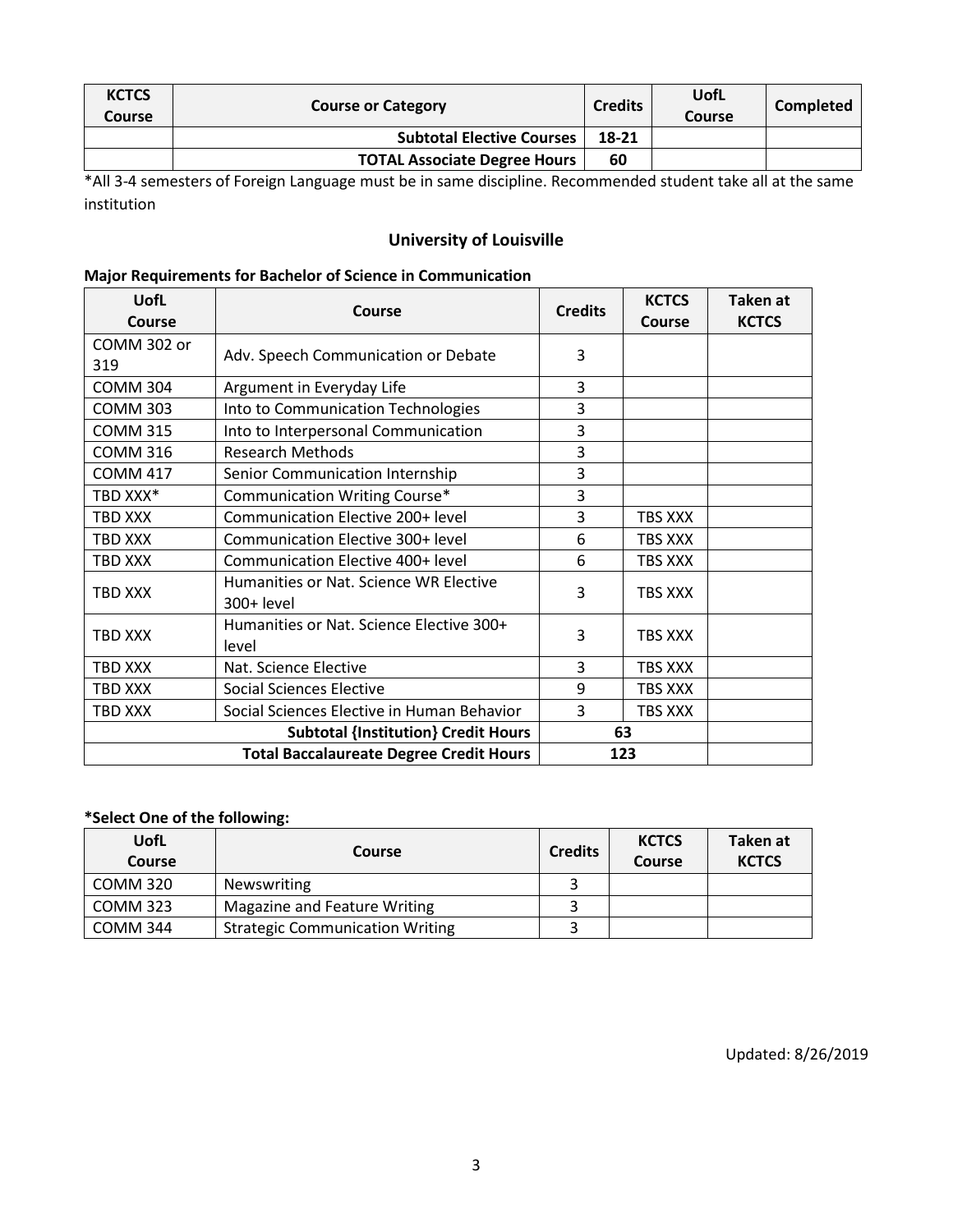| KCTCS Course | Course or Category | Credits | UofL Course | Completed |
|---|---|---|---|---|
| | **Subtotal Elective Courses** | **18-21** | | |
| | **TOTAL Associate Degree Hours** | **60** | | |

*All 3-4 semesters of Foreign Language must be in same discipline. Recommended student take all at the same institution

## University of Louisville

**Major Requirements for Bachelor of Science in Communication**

| UofL Course | Course | Credits | KCTCS Course | Taken at KCTCS |
|---|---|---|---|---|
| COMM 302 or 319 | Adv. Speech Communication or Debate | 3 | | |
| COMM 304 | Argument in Everyday Life | 3 | | |
| COMM 303 | Into to Communication Technologies | 3 | | |
| COMM 315 | Into to Interpersonal Communication | 3 | | |
| COMM 316 | Research Methods | 3 | | |
| COMM 417 | Senior Communication Internship | 3 | | |
| TBD XXX* | Communication Writing Course* | 3 | | |
| TBD XXX | Communication Elective 200+ level | 3 | TBS XXX | |
| TBD XXX | Communication Elective 300+ level | 6 | TBS XXX | |
| TBD XXX | Communication Elective 400+ level | 6 | TBS XXX | |
| TBD XXX | Humanities or Nat. Science WR Elective 300+ level | 3 | TBS XXX | |
| TBD XXX | Humanities or Nat. Science Elective 300+ level | 3 | TBS XXX | |
| TBD XXX | Nat. Science Elective | 3 | TBS XXX | |
| TBD XXX | Social Sciences Elective | 9 | TBS XXX | |
| TBD XXX | Social Sciences Elective in Human Behavior | 3 | TBS XXX | |
| | **Subtotal {Institution} Credit Hours** | **63** | | |
| | **Total Baccalaureate Degree Credit Hours** | **123** | | |

**\*Select One of the following:**

| UofL Course | Course | Credits | KCTCS Course | Taken at KCTCS |
|---|---|---|---|---|
| COMM 320 | Newswriting | 3 | | |
| COMM 323 | Magazine and Feature Writing | 3 | | |
| COMM 344 | Strategic Communication Writing | 3 | | |

Updated: 8/26/2019